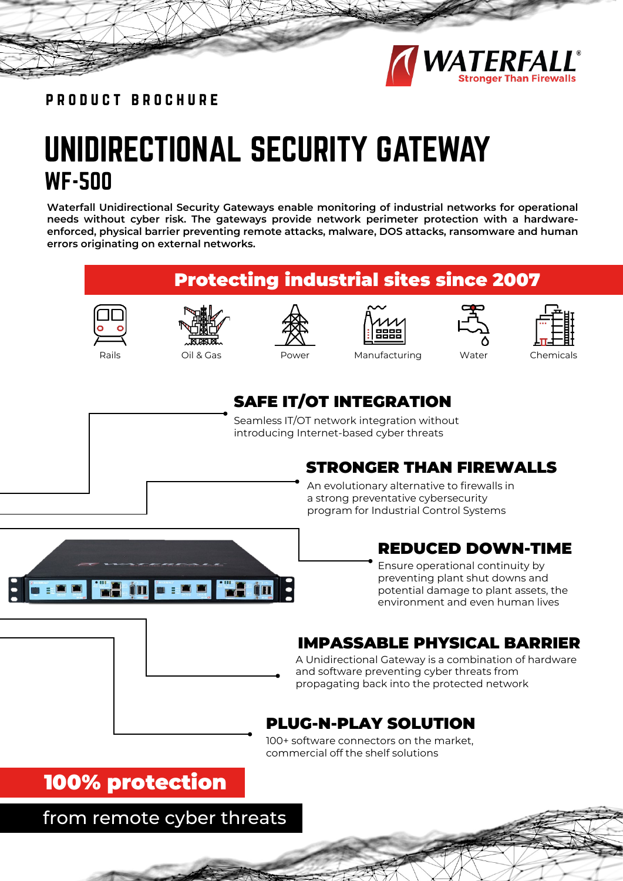WATERFALL®
Stronger Than Firewalls

PRODUCT BROCHURE

# UNIDIRECTIONAL SECURITY GATEWAY

## WF-500

**Waterfall Unidirectional Security Gateways enable monitoring of industrial networks for operational needs without cyber risk. The gateways provide network perimeter protection with a hardware-enforced, physical barrier preventing remote attacks, malware, DOS attacks, ransomware and human errors originating on external networks.**

## Protecting industrial sites since 2007

Rails | Oil & Gas | Power | Manufacturing | Water | Chemicals

### SAFE IT/OT INTEGRATION

Seamless IT/OT network integration without introducing Internet-based cyber threats

### STRONGER THAN FIREWALLS

An evolutionary alternative to firewalls in a strong preventative cybersecurity program for Industrial Control Systems

### REDUCED DOWN-TIME

Ensure operational continuity by preventing plant shut downs and potential damage to plant assets, the environment and even human lives

### IMPASSABLE PHYSICAL BARRIER

A Unidirectional Gateway is a combination of hardware and software preventing cyber threats from propagating back into the protected network

### PLUG-N-PLAY SOLUTION

100+ software connectors on the market, commercial off the shelf solutions

**100% protection**

from remote cyber threats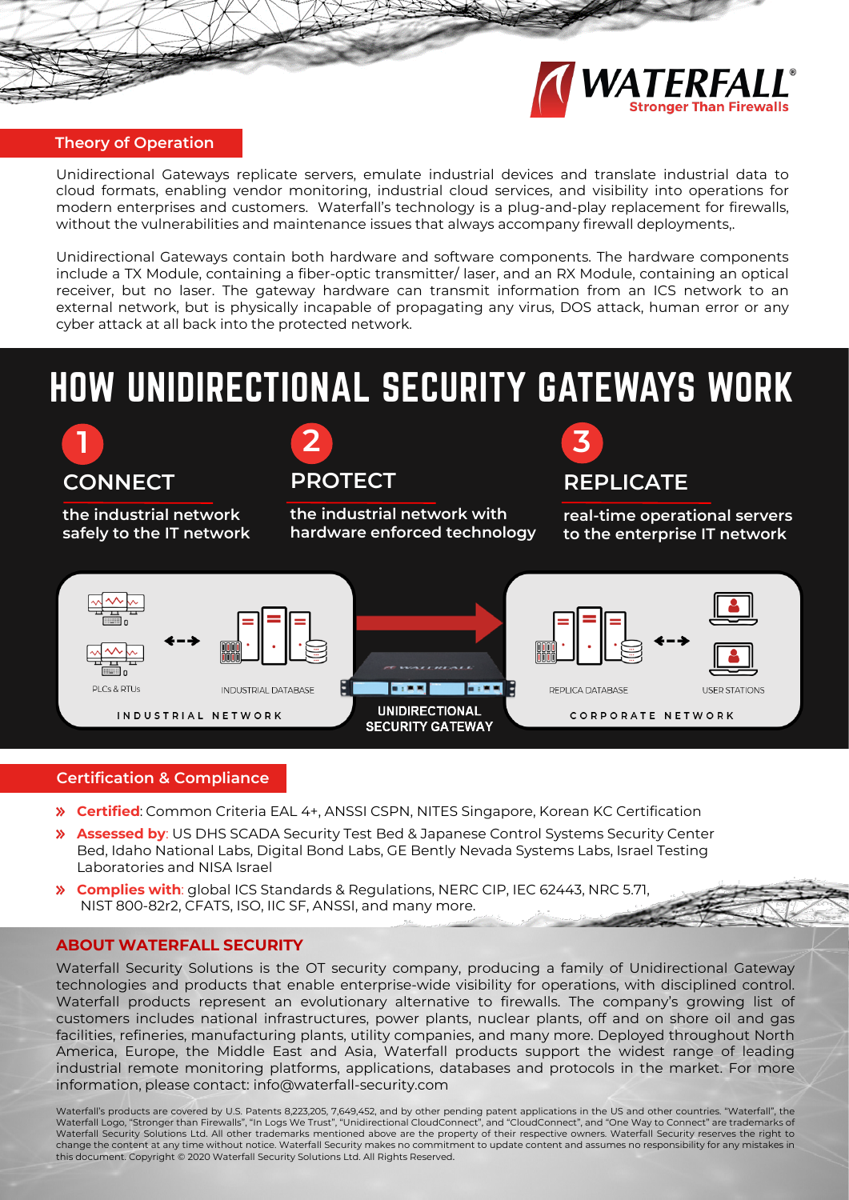WATERFALL®
Stronger Than Firewalls

## Theory of Operation

Unidirectional Gateways replicate servers, emulate industrial devices and translate industrial data to cloud formats, enabling vendor monitoring, industrial cloud services, and visibility into operations for modern enterprises and customers. Waterfall's technology is a plug-and-play replacement for firewalls, without the vulnerabilities and maintenance issues that always accompany firewall deployments,.

Unidirectional Gateways contain both hardware and software components. The hardware components include a TX Module, containing a fiber-optic transmitter/ laser, and an RX Module, containing an optical receiver, but no laser. The gateway hardware can transmit information from an ICS network to an external network, but is physically incapable of propagating any virus, DOS attack, human error or any cyber attack at all back into the protected network.

# HOW UNIDIRECTIONAL SECURITY GATEWAYS WORK

**1 CONNECT**
the industrial network safely to the IT network

**2 PROTECT**
the industrial network with hardware enforced technology

**3 REPLICATE**
real-time operational servers to the enterprise IT network

PLCs & RTUs
INDUSTRIAL DATABASE
INDUSTRIAL NETWORK
UNIDIRECTIONAL SECURITY GATEWAY
REPLICA DATABASE
USER STATIONS
CORPORATE NETWORK

## Certification & Compliance

- **Certified**: Common Criteria EAL 4+, ANSSI CSPN, NITES Singapore, Korean KC Certification
- **Assessed by**: US DHS SCADA Security Test Bed & Japanese Control Systems Security Center Bed, Idaho National Labs, Digital Bond Labs, GE Bently Nevada Systems Labs, Israel Testing Laboratories and NISA Israel
- **Complies with**: global ICS Standards & Regulations, NERC CIP, IEC 62443, NRC 5.71, NIST 800-82r2, CFATS, ISO, IIC SF, ANSSI, and many more.

## ABOUT WATERFALL SECURITY

Waterfall Security Solutions is the OT security company, producing a family of Unidirectional Gateway technologies and products that enable enterprise-wide visibility for operations, with disciplined control. Waterfall products represent an evolutionary alternative to firewalls. The company's growing list of customers includes national infrastructures, power plants, nuclear plants, off and on shore oil and gas facilities, refineries, manufacturing plants, utility companies, and many more. Deployed throughout North America, Europe, the Middle East and Asia, Waterfall products support the widest range of leading industrial remote monitoring platforms, applications, databases and protocols in the market. For more information, please contact: info@waterfall-security.com

Waterfall's products are covered by U.S. Patents 8,223,205, 7,649,452, and by other pending patent applications in the US and other countries. "Waterfall", the Waterfall Logo, "Stronger than Firewalls", "In Logs We Trust", "Unidirectional CloudConnect", and "CloudConnect", and "One Way to Connect" are trademarks of Waterfall Security Solutions Ltd. All other trademarks mentioned above are the property of their respective owners. Waterfall Security reserves the right to change the content at any time without notice. Waterfall Security makes no commitment to update content and assumes no responsibility for any mistakes in this document. Copyright © 2020 Waterfall Security Solutions Ltd. All Rights Reserved.